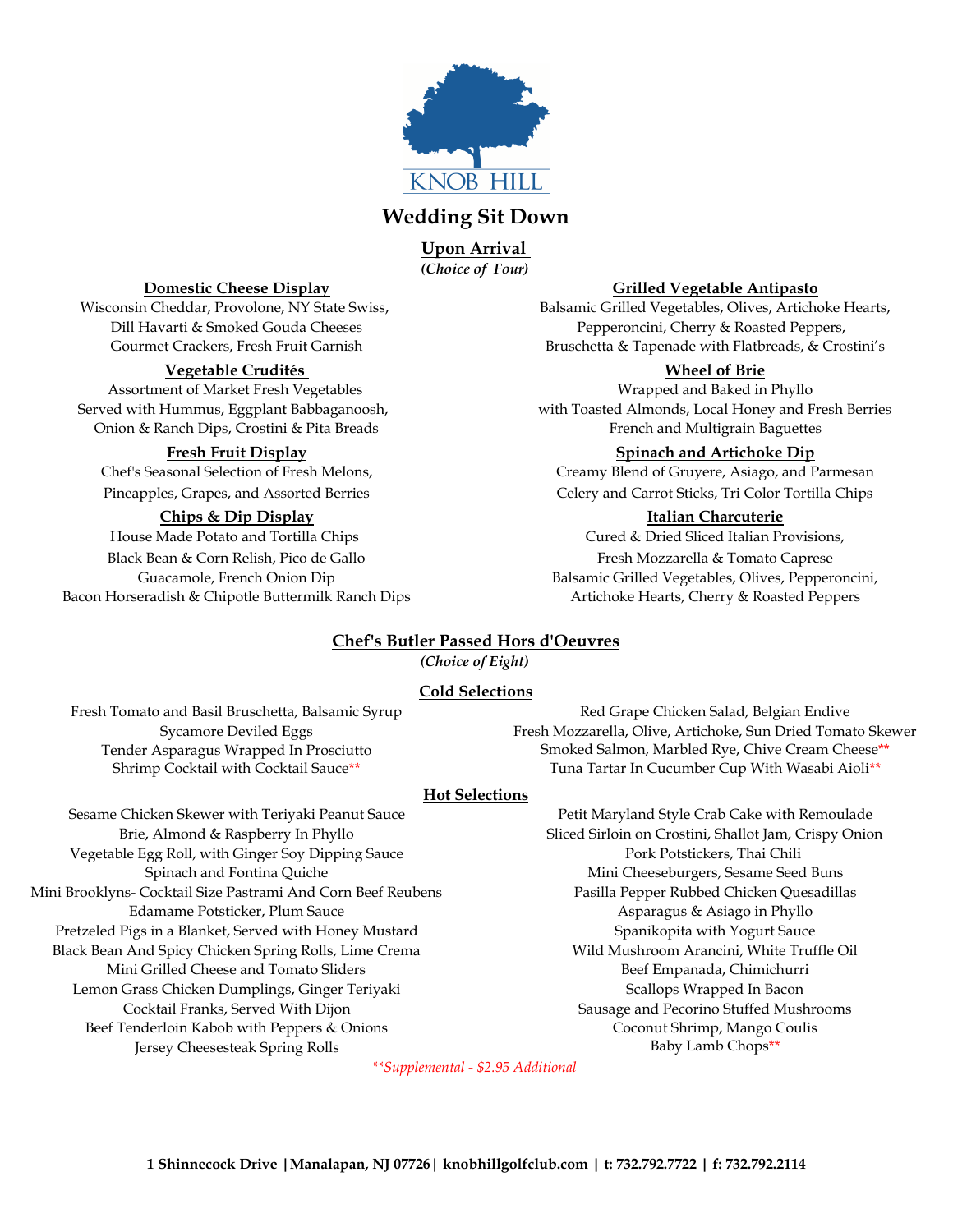KNOB HILL

# Wedding Sit Down

## Upon Arrival

*(Choice of Four)*

### Domestic Cheese Display

Wisconsin Cheddar, Provolone, NY State Swiss,
Dill Havarti & Smoked Gouda Cheeses
Gourmet Crackers, Fresh Fruit Garnish

### Vegetable Crudités

Assortment of Market Fresh Vegetables
Served with Hummus, Eggplant Babbaganoosh,
Onion & Ranch Dips, Crostini & Pita Breads

### Fresh Fruit Display

Chef's Seasonal Selection of Fresh Melons,
Pineapples, Grapes, and Assorted Berries

### Chips & Dip Display

House Made Potato and Tortilla Chips
Black Bean & Corn Relish, Pico de Gallo
Guacamole, French Onion Dip
Bacon Horseradish & Chipotle Buttermilk Ranch Dips

### Grilled Vegetable Antipasto

Balsamic Grilled Vegetables, Olives, Artichoke Hearts,
Pepperoncini, Cherry & Roasted Peppers,
Bruschetta & Tapenade with Flatbreads, & Crostini's

### Wheel of Brie

Wrapped and Baked in Phyllo
with Toasted Almonds, Local Honey and Fresh Berries
French and Multigrain Baguettes

### Spinach and Artichoke Dip

Creamy Blend of Gruyere, Asiago, and Parmesan
Celery and Carrot Sticks, Tri Color Tortilla Chips

### Italian Charcuterie

Cured & Dried Sliced Italian Provisions,
Fresh Mozzarella & Tomato Caprese
Balsamic Grilled Vegetables, Olives, Pepperoncini,
Artichoke Hearts, Cherry & Roasted Peppers

## Chef's Butler Passed Hors d'Oeuvres

*(Choice of Eight)*

### Cold Selections

Fresh Tomato and Basil Bruschetta, Balsamic Syrup
Sycamore Deviled Eggs
Tender Asparagus Wrapped In Prosciutto
Shrimp Cocktail with Cocktail Sauce**
Red Grape Chicken Salad, Belgian Endive
Fresh Mozzarella, Olive, Artichoke, Sun Dried Tomato Skewer
Smoked Salmon, Marbled Rye, Chive Cream Cheese**
Tuna Tartar In Cucumber Cup With Wasabi Aioli**

### Hot Selections

Sesame Chicken Skewer with Teriyaki Peanut Sauce
Brie, Almond & Raspberry In Phyllo
Vegetable Egg Roll, with Ginger Soy Dipping Sauce
Spinach and Fontina Quiche
Mini Brooklyns- Cocktail Size Pastrami And Corn Beef Reubens
Edamame Potsticker, Plum Sauce
Pretzeled Pigs in a Blanket, Served with Honey Mustard
Black Bean And Spicy Chicken Spring Rolls, Lime Crema
Mini Grilled Cheese and Tomato Sliders
Lemon Grass Chicken Dumplings, Ginger Teriyaki
Cocktail Franks, Served With Dijon
Beef Tenderloin Kabob with Peppers & Onions
Jersey Cheesesteak Spring Rolls
Petit Maryland Style Crab Cake with Remoulade
Sliced Sirloin on Crostini, Shallot Jam, Crispy Onion
Pork Potstickers, Thai Chili
Mini Cheeseburgers, Sesame Seed Buns
Pasilla Pepper Rubbed Chicken Quesadillas
Asparagus & Asiago in Phyllo
Spanikopita with Yogurt Sauce
Wild Mushroom Arancini, White Truffle Oil
Beef Empanada, Chimichurri
Scallops Wrapped In Bacon
Sausage and Pecorino Stuffed Mushrooms
Coconut Shrimp, Mango Coulis
Baby Lamb Chops**

*\*\*Supplemental - $2.95 Additional*

**1 Shinnecock Drive | Manalapan, NJ 07726 | knobhillgolfclub.com | t: 732.792.7722 | f: 732.792.2114**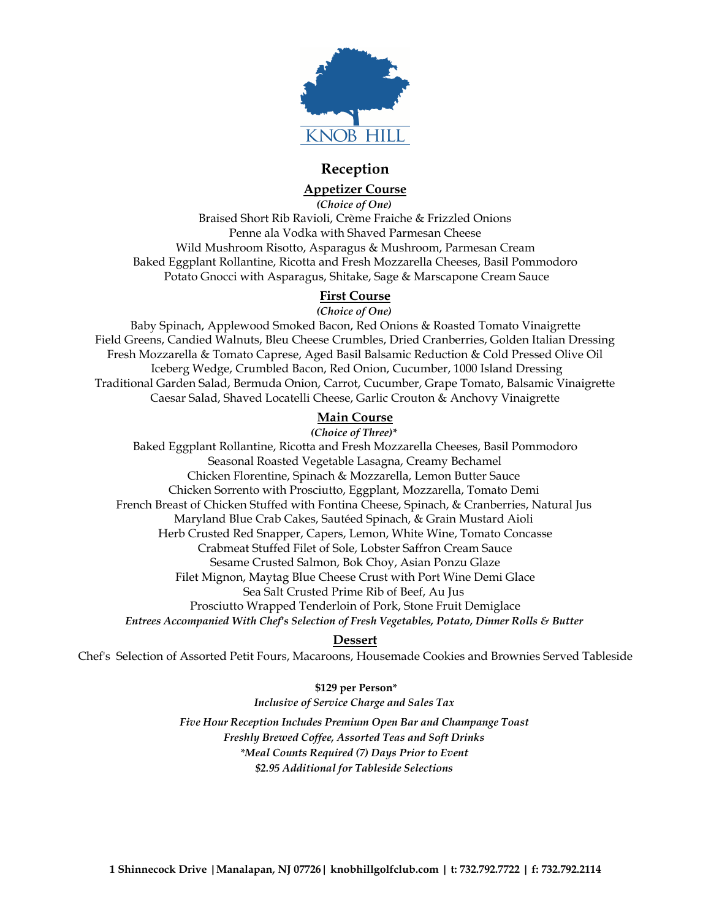KNOB HILL

# Reception

## Appetizer Course

*(Choice of One)*

Braised Short Rib Ravioli, Crème Fraiche & Frizzled Onions
Penne ala Vodka with Shaved Parmesan Cheese
Wild Mushroom Risotto, Asparagus & Mushroom, Parmesan Cream
Baked Eggplant Rollantine, Ricotta and Fresh Mozzarella Cheeses, Basil Pommodoro
Potato Gnocci with Asparagus, Shitake, Sage & Marscapone Cream Sauce

## First Course

*(Choice of One)*

Baby Spinach, Applewood Smoked Bacon, Red Onions & Roasted Tomato Vinaigrette
Field Greens, Candied Walnuts, Bleu Cheese Crumbles, Dried Cranberries, Golden Italian Dressing
Fresh Mozzarella & Tomato Caprese, Aged Basil Balsamic Reduction & Cold Pressed Olive Oil
Iceberg Wedge, Crumbled Bacon, Red Onion, Cucumber, 1000 Island Dressing
Traditional Garden Salad, Bermuda Onion, Carrot, Cucumber, Grape Tomato, Balsamic Vinaigrette
Caesar Salad, Shaved Locatelli Cheese, Garlic Crouton & Anchovy Vinaigrette

## Main Course

*(Choice of Three)**

Baked Eggplant Rollantine, Ricotta and Fresh Mozzarella Cheeses, Basil Pommodoro
Seasonal Roasted Vegetable Lasagna, Creamy Bechamel
Chicken Florentine, Spinach & Mozzarella, Lemon Butter Sauce
Chicken Sorrento with Prosciutto, Eggplant, Mozzarella, Tomato Demi
French Breast of Chicken Stuffed with Fontina Cheese, Spinach, & Cranberries, Natural Jus
Maryland Blue Crab Cakes, Sautéed Spinach, & Grain Mustard Aioli
Herb Crusted Red Snapper, Capers, Lemon, White Wine, Tomato Concasse
Crabmeat Stuffed Filet of Sole, Lobster Saffron Cream Sauce
Sesame Crusted Salmon, Bok Choy, Asian Ponzu Glaze
Filet Mignon, Maytag Blue Cheese Crust with Port Wine Demi Glace
Sea Salt Crusted Prime Rib of Beef, Au Jus
Prosciutto Wrapped Tenderloin of Pork, Stone Fruit Demiglace

***Entrees Accompanied With Chef's Selection of Fresh Vegetables, Potato, Dinner Rolls & Butter***

## Dessert

Chef's Selection of Assorted Petit Fours, Macaroons, Housemade Cookies and Brownies Served Tableside

**$129 per Person***

*Inclusive of Service Charge and Sales Tax*

***Five Hour Reception Includes Premium Open Bar and Champange Toast***
***Freshly Brewed Coffee, Assorted Teas and Soft Drinks***
****Meal Counts Required (7) Days Prior to Event***
***$2.95 Additional for Tableside Selections***

**1 Shinnecock Drive | Manalapan, NJ 07726 | knobhillgolfclub.com | t: 732.792.7722 | f: 732.792.2114**